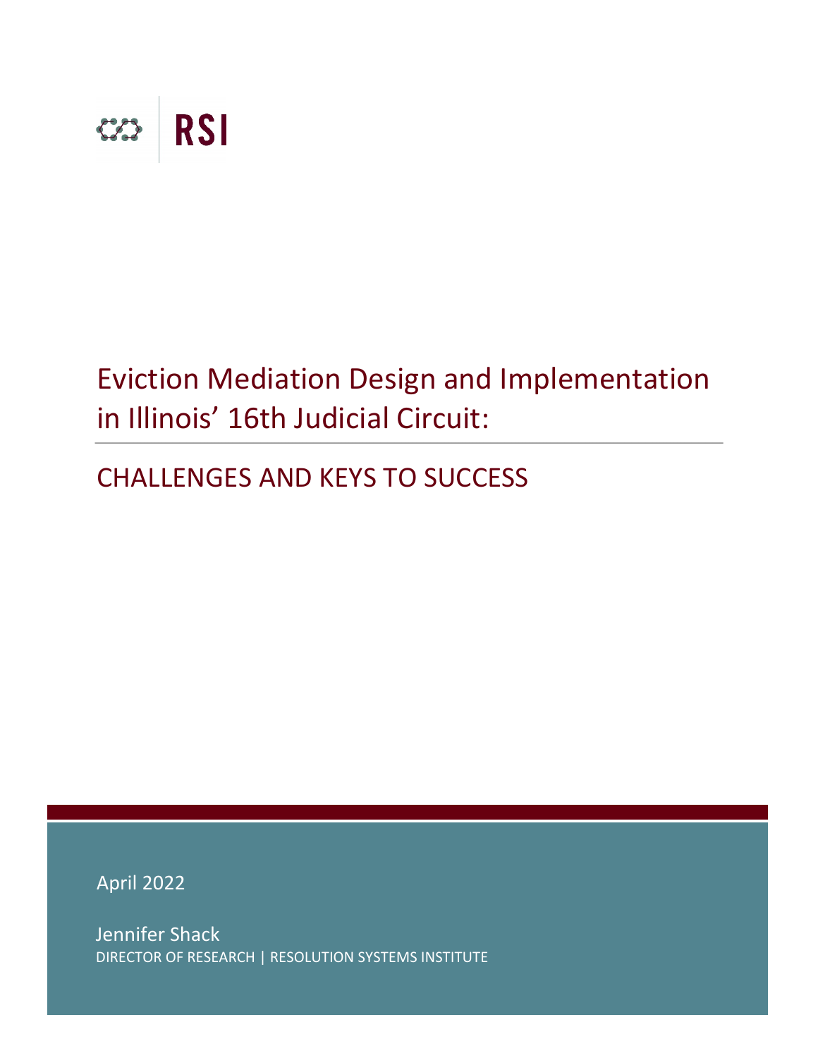RSI

# Eviction Mediation Design and Implementation in Illinois' 16th Judicial Circuit:

## CHALLENGES AND KEYS TO SUCCESS

April 2022

Jennifer Shack
DIRECTOR OF RESEARCH | RESOLUTION SYSTEMS INSTITUTE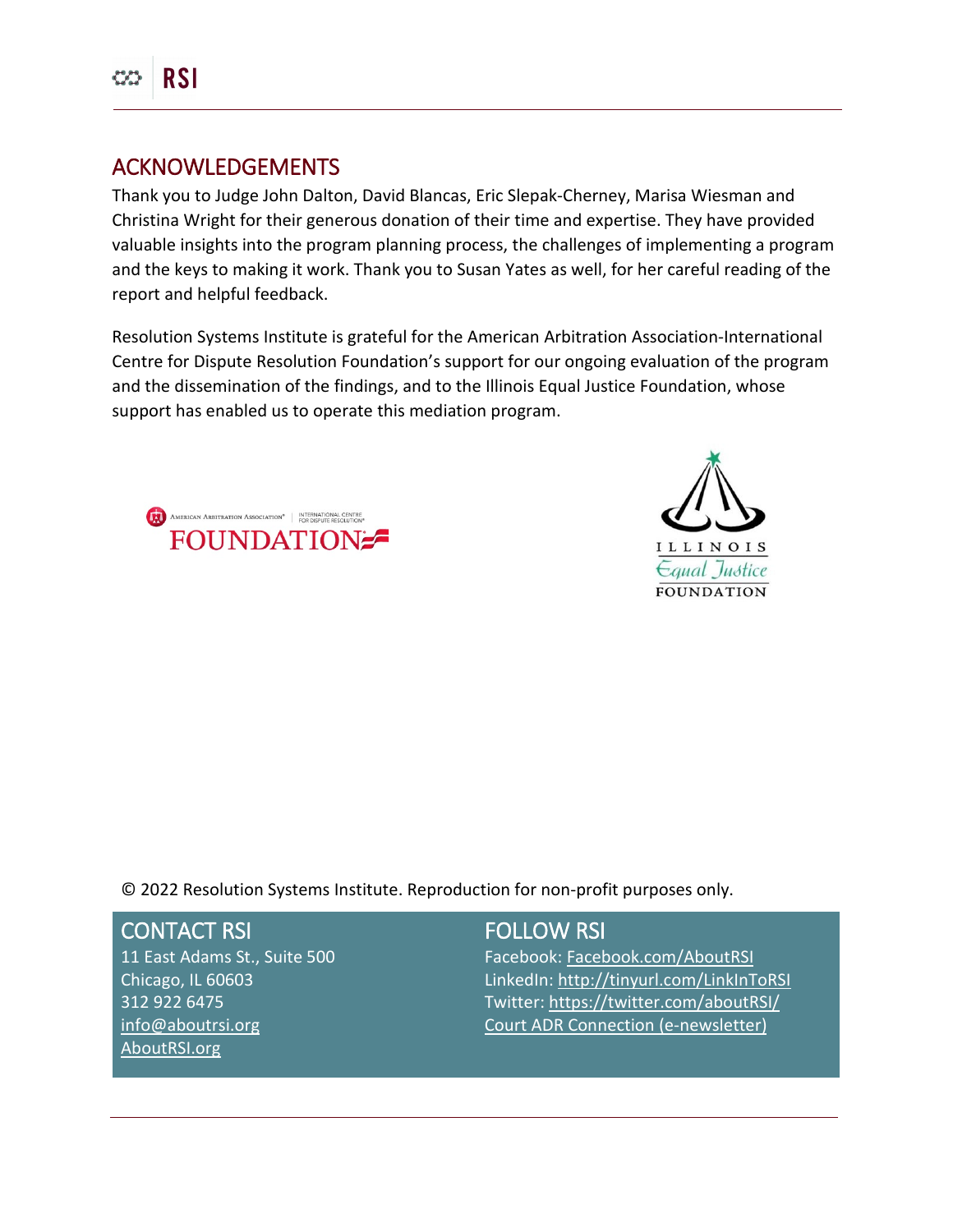## ACKNOWLEDGEMENTS

Thank you to Judge John Dalton, David Blancas, Eric Slepak-Cherney, Marisa Wiesman and Christina Wright for their generous donation of their time and expertise. They have provided valuable insights into the program planning process, the challenges of implementing a program and the keys to making it work. Thank you to Susan Yates as well, for her careful reading of the report and helpful feedback.

Resolution Systems Institute is grateful for the American Arbitration Association-International Centre for Dispute Resolution Foundation's support for our ongoing evaluation of the program and the dissemination of the findings, and to the Illinois Equal Justice Foundation, whose support has enabled us to operate this mediation program.

© 2022 Resolution Systems Institute. Reproduction for non-profit purposes only.

## CONTACT RSI

11 East Adams St., Suite 500
Chicago, IL 60603
312 922 6475
info@aboutrsi.org
AboutRSI.org

## FOLLOW RSI

Facebook: Facebook.com/AboutRSI
LinkedIn: http://tinyurl.com/LinkInToRSI
Twitter: https://twitter.com/aboutRSI/
Court ADR Connection (e-newsletter)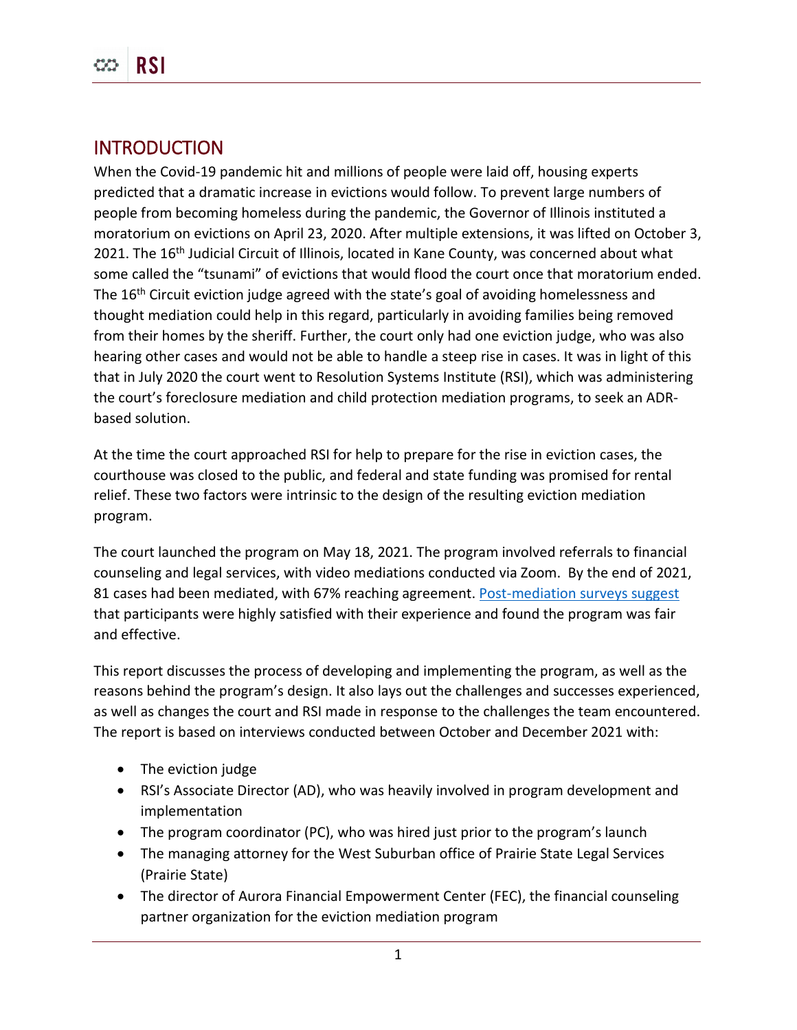## INTRODUCTION

When the Covid-19 pandemic hit and millions of people were laid off, housing experts predicted that a dramatic increase in evictions would follow. To prevent large numbers of people from becoming homeless during the pandemic, the Governor of Illinois instituted a moratorium on evictions on April 23, 2020. After multiple extensions, it was lifted on October 3, 2021. The 16th Judicial Circuit of Illinois, located in Kane County, was concerned about what some called the "tsunami" of evictions that would flood the court once that moratorium ended. The 16th Circuit eviction judge agreed with the state's goal of avoiding homelessness and thought mediation could help in this regard, particularly in avoiding families being removed from their homes by the sheriff. Further, the court only had one eviction judge, who was also hearing other cases and would not be able to handle a steep rise in cases. It was in light of this that in July 2020 the court went to Resolution Systems Institute (RSI), which was administering the court's foreclosure mediation and child protection mediation programs, to seek an ADR-based solution.

At the time the court approached RSI for help to prepare for the rise in eviction cases, the courthouse was closed to the public, and federal and state funding was promised for rental relief. These two factors were intrinsic to the design of the resulting eviction mediation program.

The court launched the program on May 18, 2021. The program involved referrals to financial counseling and legal services, with video mediations conducted via Zoom. By the end of 2021, 81 cases had been mediated, with 67% reaching agreement. Post-mediation surveys suggest that participants were highly satisfied with their experience and found the program was fair and effective.

This report discusses the process of developing and implementing the program, as well as the reasons behind the program's design. It also lays out the challenges and successes experienced, as well as changes the court and RSI made in response to the challenges the team encountered. The report is based on interviews conducted between October and December 2021 with:

- The eviction judge
- RSI's Associate Director (AD), who was heavily involved in program development and implementation
- The program coordinator (PC), who was hired just prior to the program's launch
- The managing attorney for the West Suburban office of Prairie State Legal Services (Prairie State)
- The director of Aurora Financial Empowerment Center (FEC), the financial counseling partner organization for the eviction mediation program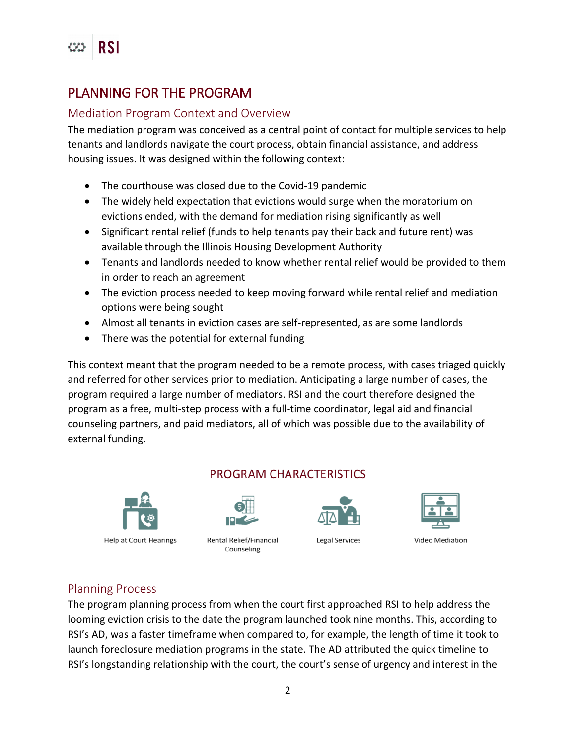# PLANNING FOR THE PROGRAM

## Mediation Program Context and Overview

The mediation program was conceived as a central point of contact for multiple services to help tenants and landlords navigate the court process, obtain financial assistance, and address housing issues. It was designed within the following context:

- The courthouse was closed due to the Covid-19 pandemic
- The widely held expectation that evictions would surge when the moratorium on evictions ended, with the demand for mediation rising significantly as well
- Significant rental relief (funds to help tenants pay their back and future rent) was available through the Illinois Housing Development Authority
- Tenants and landlords needed to know whether rental relief would be provided to them in order to reach an agreement
- The eviction process needed to keep moving forward while rental relief and mediation options were being sought
- Almost all tenants in eviction cases are self-represented, as are some landlords
- There was the potential for external funding

This context meant that the program needed to be a remote process, with cases triaged quickly and referred for other services prior to mediation. Anticipating a large number of cases, the program required a large number of mediators. RSI and the court therefore designed the program as a free, multi-step process with a full-time coordinator, legal aid and financial counseling partners, and paid mediators, all of which was possible due to the availability of external funding.

### PROGRAM CHARACTERISTICS

Help at Court Hearings

Rental Relief/Financial Counseling

Legal Services

Video Mediation

## Planning Process

The program planning process from when the court first approached RSI to help address the looming eviction crisis to the date the program launched took nine months. This, according to RSI's AD, was a faster timeframe when compared to, for example, the length of time it took to launch foreclosure mediation programs in the state. The AD attributed the quick timeline to RSI's longstanding relationship with the court, the court's sense of urgency and interest in the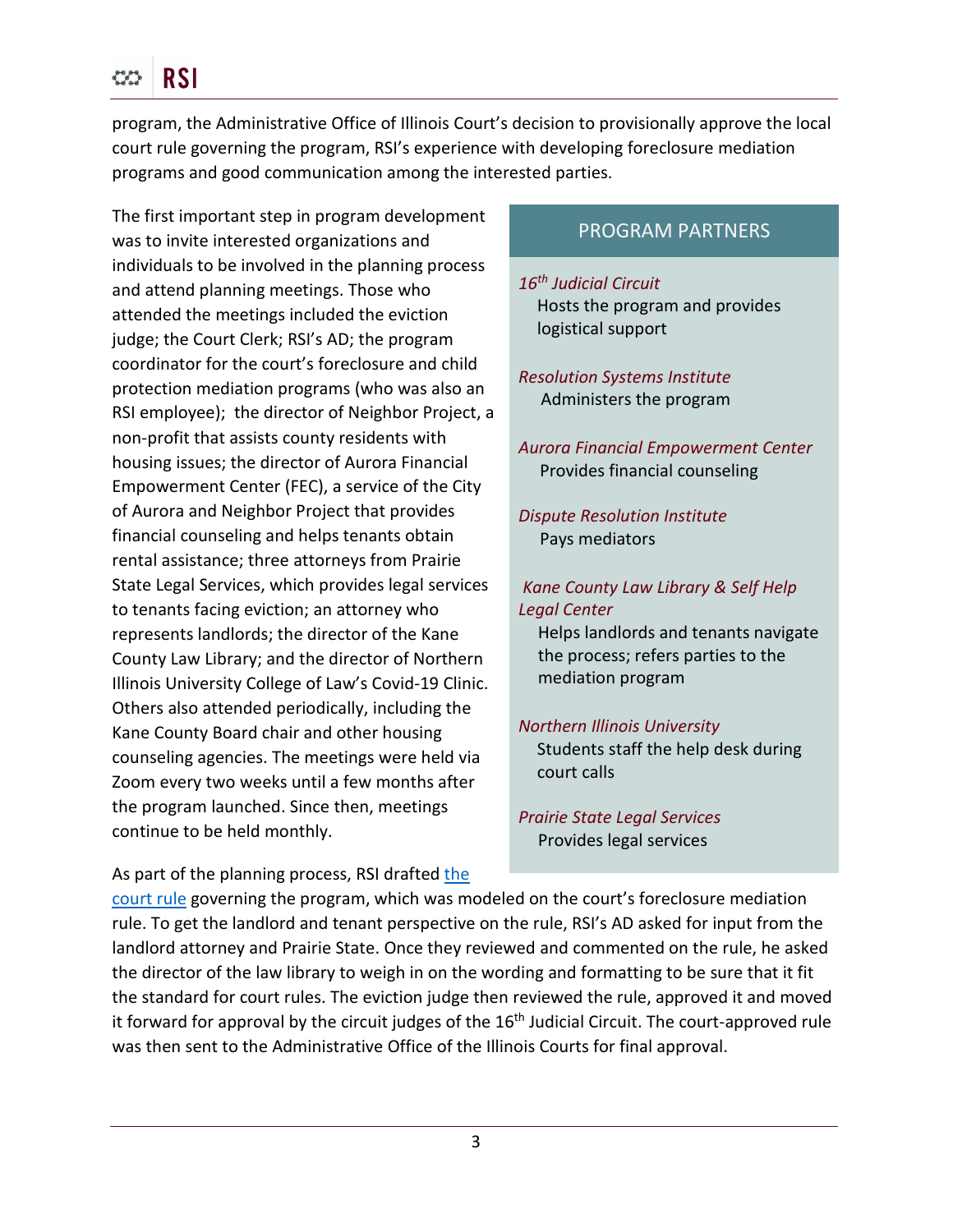program, the Administrative Office of Illinois Court's decision to provisionally approve the local court rule governing the program, RSI's experience with developing foreclosure mediation programs and good communication among the interested parties.

The first important step in program development was to invite interested organizations and individuals to be involved in the planning process and attend planning meetings. Those who attended the meetings included the eviction judge; the Court Clerk; RSI's AD; the program coordinator for the court's foreclosure and child protection mediation programs (who was also an RSI employee); the director of Neighbor Project, a non-profit that assists county residents with housing issues; the director of Aurora Financial Empowerment Center (FEC), a service of the City of Aurora and Neighbor Project that provides financial counseling and helps tenants obtain rental assistance; three attorneys from Prairie State Legal Services, which provides legal services to tenants facing eviction; an attorney who represents landlords; the director of the Kane County Law Library; and the director of Northern Illinois University College of Law's Covid-19 Clinic. Others also attended periodically, including the Kane County Board chair and other housing counseling agencies. The meetings were held via Zoom every two weeks until a few months after the program launched. Since then, meetings continue to be held monthly.

> **PROGRAM PARTNERS**
>
> *16th Judicial Circuit*
> Hosts the program and provides logistical support
>
> *Resolution Systems Institute*
> Administers the program
>
> *Aurora Financial Empowerment Center*
> Provides financial counseling
>
> *Dispute Resolution Institute*
> Pays mediators
>
> *Kane County Law Library & Self Help Legal Center*
> Helps landlords and tenants navigate the process; refers parties to the mediation program
>
> *Northern Illinois University*
> Students staff the help desk during court calls
>
> *Prairie State Legal Services*
> Provides legal services

As part of the planning process, RSI drafted [the court rule]() governing the program, which was modeled on the court's foreclosure mediation rule. To get the landlord and tenant perspective on the rule, RSI's AD asked for input from the landlord attorney and Prairie State. Once they reviewed and commented on the rule, he asked the director of the law library to weigh in on the wording and formatting to be sure that it fit the standard for court rules. The eviction judge then reviewed the rule, approved it and moved it forward for approval by the circuit judges of the 16th Judicial Circuit. The court-approved rule was then sent to the Administrative Office of the Illinois Courts for final approval.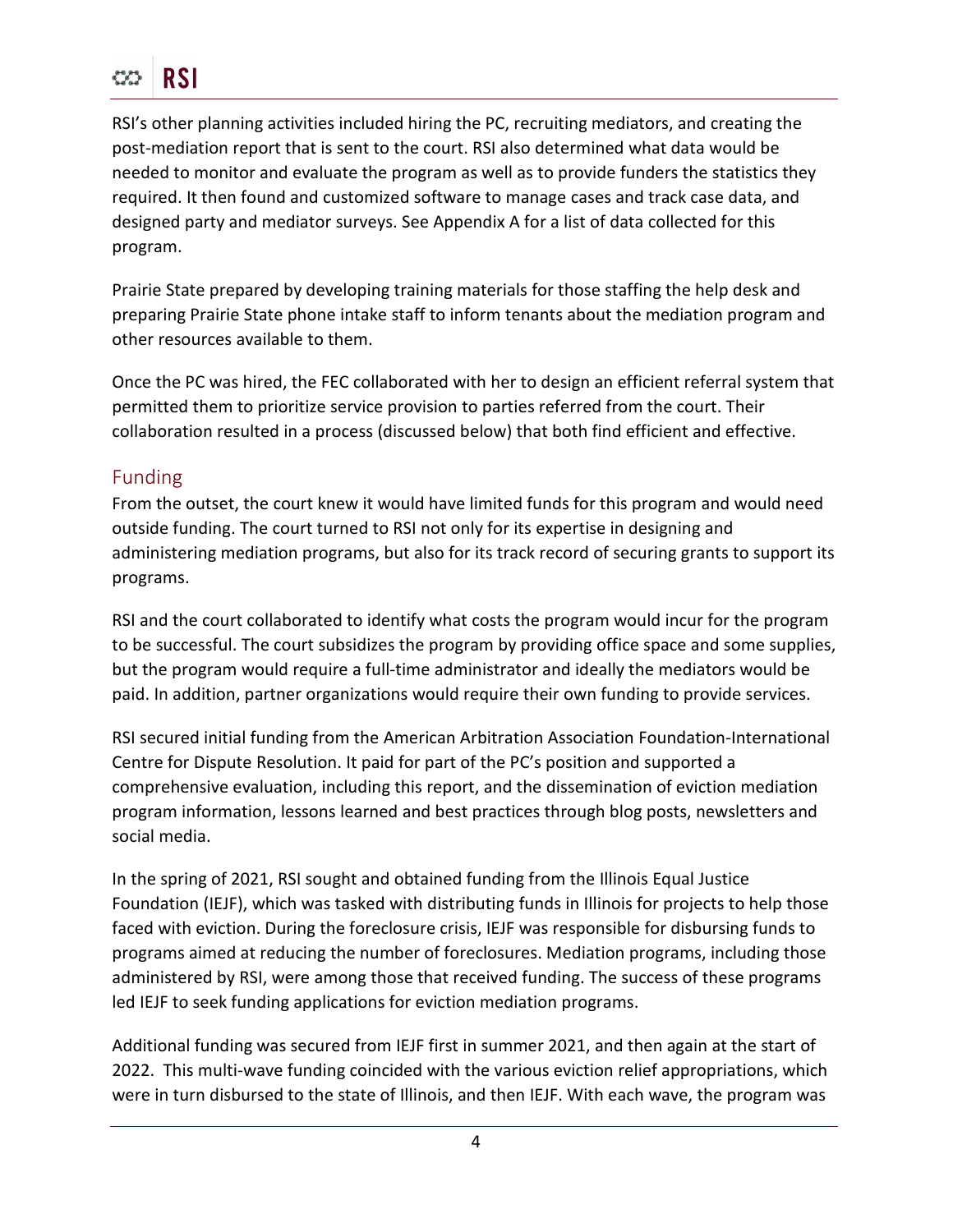RSI's other planning activities included hiring the PC, recruiting mediators, and creating the post-mediation report that is sent to the court. RSI also determined what data would be needed to monitor and evaluate the program as well as to provide funders the statistics they required. It then found and customized software to manage cases and track case data, and designed party and mediator surveys. See Appendix A for a list of data collected for this program.

Prairie State prepared by developing training materials for those staffing the help desk and preparing Prairie State phone intake staff to inform tenants about the mediation program and other resources available to them.

Once the PC was hired, the FEC collaborated with her to design an efficient referral system that permitted them to prioritize service provision to parties referred from the court. Their collaboration resulted in a process (discussed below) that both find efficient and effective.

## Funding

From the outset, the court knew it would have limited funds for this program and would need outside funding. The court turned to RSI not only for its expertise in designing and administering mediation programs, but also for its track record of securing grants to support its programs.

RSI and the court collaborated to identify what costs the program would incur for the program to be successful. The court subsidizes the program by providing office space and some supplies, but the program would require a full-time administrator and ideally the mediators would be paid. In addition, partner organizations would require their own funding to provide services.

RSI secured initial funding from the American Arbitration Association Foundation-International Centre for Dispute Resolution. It paid for part of the PC's position and supported a comprehensive evaluation, including this report, and the dissemination of eviction mediation program information, lessons learned and best practices through blog posts, newsletters and social media.

In the spring of 2021, RSI sought and obtained funding from the Illinois Equal Justice Foundation (IEJF), which was tasked with distributing funds in Illinois for projects to help those faced with eviction. During the foreclosure crisis, IEJF was responsible for disbursing funds to programs aimed at reducing the number of foreclosures. Mediation programs, including those administered by RSI, were among those that received funding. The success of these programs led IEJF to seek funding applications for eviction mediation programs.

Additional funding was secured from IEJF first in summer 2021, and then again at the start of 2022. This multi-wave funding coincided with the various eviction relief appropriations, which were in turn disbursed to the state of Illinois, and then IEJF. With each wave, the program was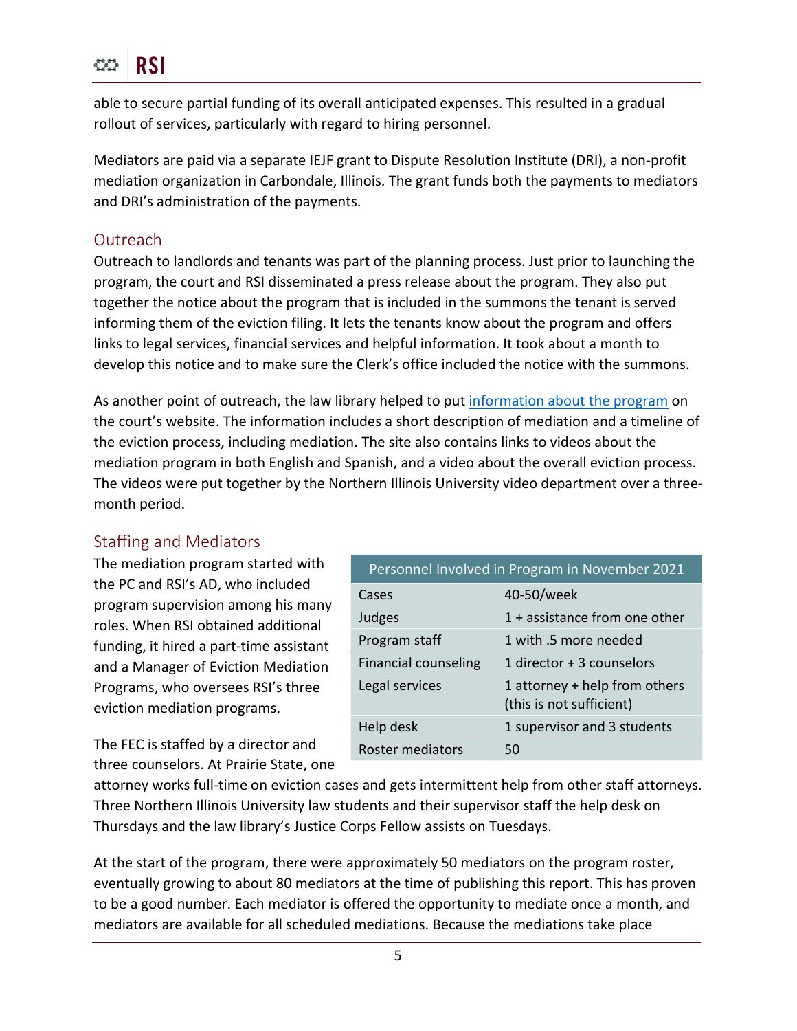able to secure partial funding of its overall anticipated expenses. This resulted in a gradual rollout of services, particularly with regard to hiring personnel.

Mediators are paid via a separate IEJF grant to Dispute Resolution Institute (DRI), a non-profit mediation organization in Carbondale, Illinois. The grant funds both the payments to mediators and DRI's administration of the payments.

## Outreach

Outreach to landlords and tenants was part of the planning process. Just prior to launching the program, the court and RSI disseminated a press release about the program. They also put together the notice about the program that is included in the summons the tenant is served informing them of the eviction filing. It lets the tenants know about the program and offers links to legal services, financial services and helpful information. It took about a month to develop this notice and to make sure the Clerk's office included the notice with the summons.

As another point of outreach, the law library helped to put information about the program on the court's website. The information includes a short description of mediation and a timeline of the eviction process, including mediation. The site also contains links to videos about the mediation program in both English and Spanish, and a video about the overall eviction process. The videos were put together by the Northern Illinois University video department over a three-month period.

## Staffing and Mediators

The mediation program started with the PC and RSI's AD, who included program supervision among his many roles. When RSI obtained additional funding, it hired a part-time assistant and a Manager of Eviction Mediation Programs, who oversees RSI's three eviction mediation programs.

| Personnel Involved in Program in November 2021 | |
|---|---|
| Cases | 40-50/week |
| Judges | 1 + assistance from one other |
| Program staff | 1 with .5 more needed |
| Financial counseling | 1 director + 3 counselors |
| Legal services | 1 attorney + help from others (this is not sufficient) |
| Help desk | 1 supervisor and 3 students |
| Roster mediators | 50 |

The FEC is staffed by a director and three counselors. At Prairie State, one attorney works full-time on eviction cases and gets intermittent help from other staff attorneys. Three Northern Illinois University law students and their supervisor staff the help desk on Thursdays and the law library's Justice Corps Fellow assists on Tuesdays.

At the start of the program, there were approximately 50 mediators on the program roster, eventually growing to about 80 mediators at the time of publishing this report. This has proven to be a good number. Each mediator is offered the opportunity to mediate once a month, and mediators are available for all scheduled mediations. Because the mediations take place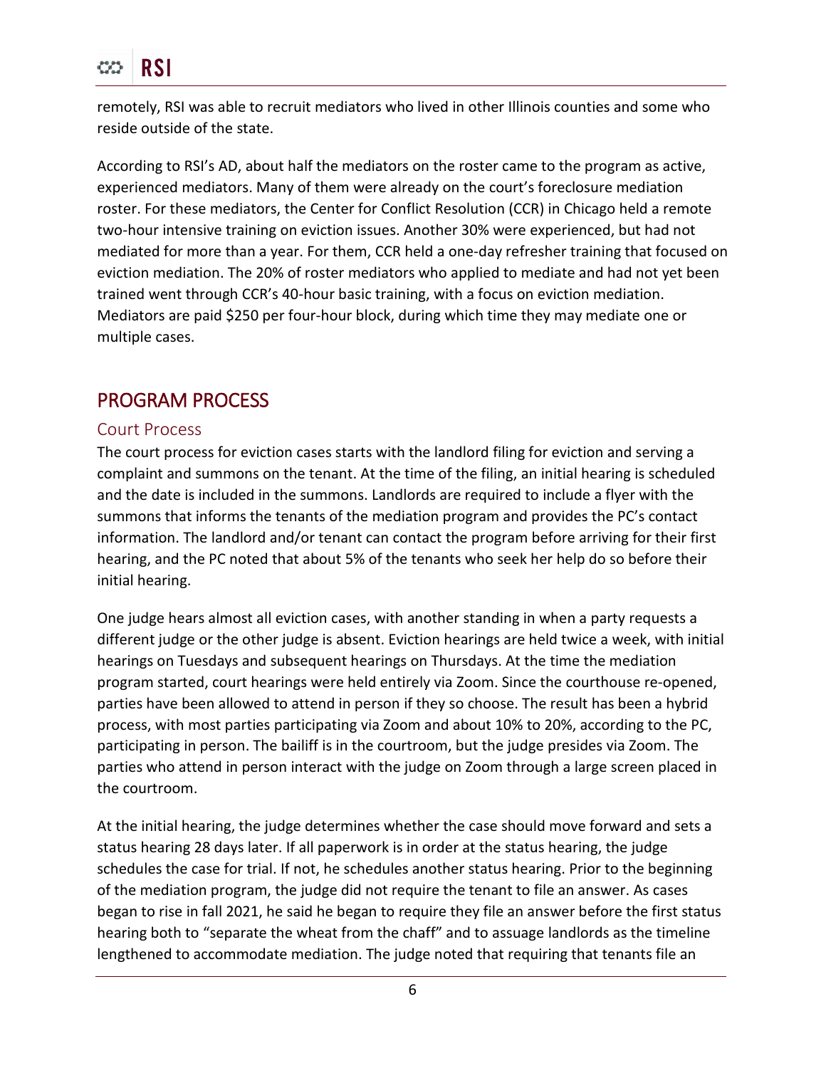remotely, RSI was able to recruit mediators who lived in other Illinois counties and some who reside outside of the state.

According to RSI's AD, about half the mediators on the roster came to the program as active, experienced mediators. Many of them were already on the court's foreclosure mediation roster. For these mediators, the Center for Conflict Resolution (CCR) in Chicago held a remote two-hour intensive training on eviction issues. Another 30% were experienced, but had not mediated for more than a year. For them, CCR held a one-day refresher training that focused on eviction mediation. The 20% of roster mediators who applied to mediate and had not yet been trained went through CCR's 40-hour basic training, with a focus on eviction mediation. Mediators are paid $250 per four-hour block, during which time they may mediate one or multiple cases.

## PROGRAM PROCESS

### Court Process

The court process for eviction cases starts with the landlord filing for eviction and serving a complaint and summons on the tenant. At the time of the filing, an initial hearing is scheduled and the date is included in the summons. Landlords are required to include a flyer with the summons that informs the tenants of the mediation program and provides the PC's contact information. The landlord and/or tenant can contact the program before arriving for their first hearing, and the PC noted that about 5% of the tenants who seek her help do so before their initial hearing.

One judge hears almost all eviction cases, with another standing in when a party requests a different judge or the other judge is absent. Eviction hearings are held twice a week, with initial hearings on Tuesdays and subsequent hearings on Thursdays. At the time the mediation program started, court hearings were held entirely via Zoom. Since the courthouse re-opened, parties have been allowed to attend in person if they so choose. The result has been a hybrid process, with most parties participating via Zoom and about 10% to 20%, according to the PC, participating in person. The bailiff is in the courtroom, but the judge presides via Zoom. The parties who attend in person interact with the judge on Zoom through a large screen placed in the courtroom.

At the initial hearing, the judge determines whether the case should move forward and sets a status hearing 28 days later. If all paperwork is in order at the status hearing, the judge schedules the case for trial. If not, he schedules another status hearing. Prior to the beginning of the mediation program, the judge did not require the tenant to file an answer. As cases began to rise in fall 2021, he said he began to require they file an answer before the first status hearing both to "separate the wheat from the chaff" and to assuage landlords as the timeline lengthened to accommodate mediation. The judge noted that requiring that tenants file an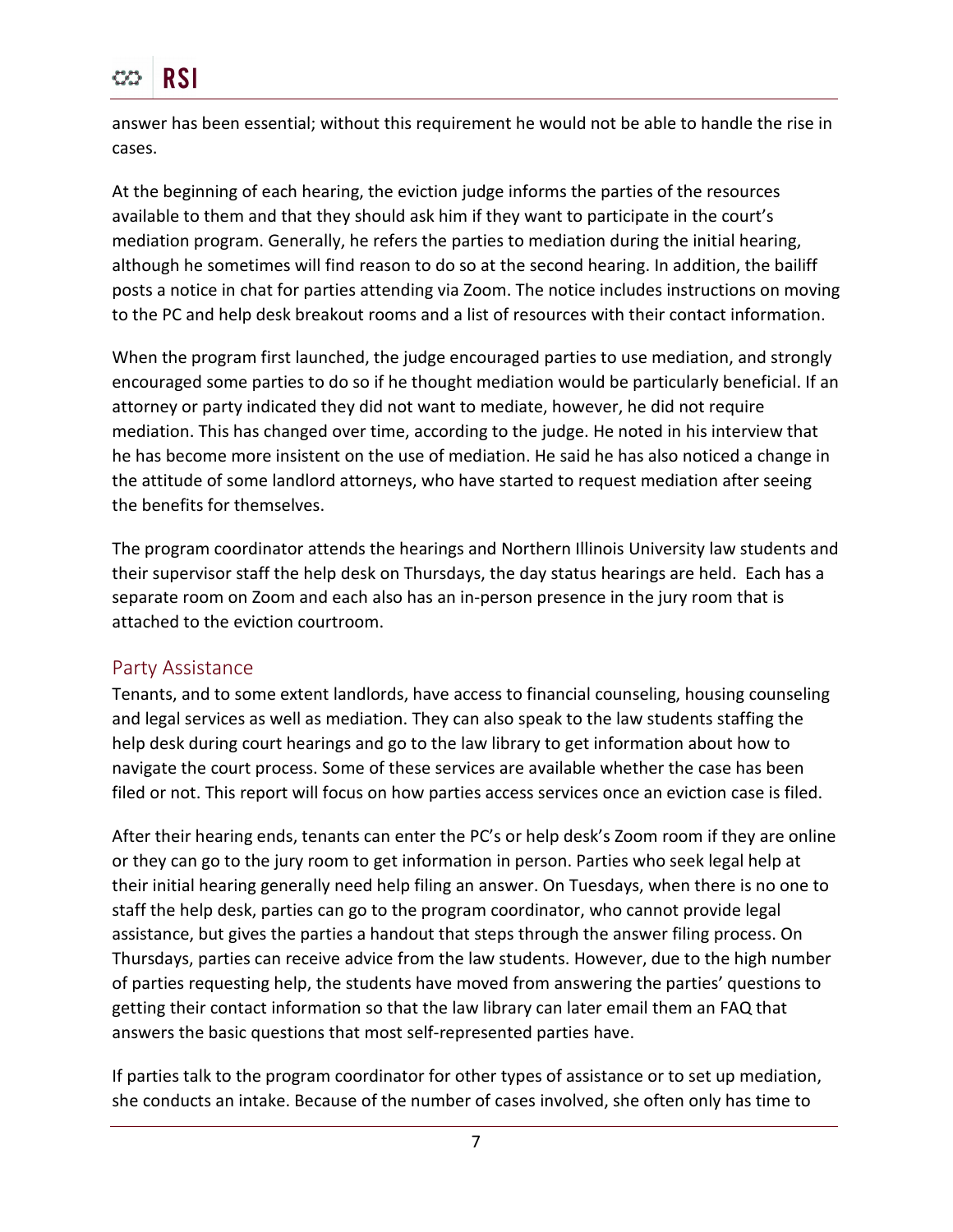answer has been essential; without this requirement he would not be able to handle the rise in cases.

At the beginning of each hearing, the eviction judge informs the parties of the resources available to them and that they should ask him if they want to participate in the court's mediation program. Generally, he refers the parties to mediation during the initial hearing, although he sometimes will find reason to do so at the second hearing. In addition, the bailiff posts a notice in chat for parties attending via Zoom. The notice includes instructions on moving to the PC and help desk breakout rooms and a list of resources with their contact information.

When the program first launched, the judge encouraged parties to use mediation, and strongly encouraged some parties to do so if he thought mediation would be particularly beneficial. If an attorney or party indicated they did not want to mediate, however, he did not require mediation. This has changed over time, according to the judge. He noted in his interview that he has become more insistent on the use of mediation. He said he has also noticed a change in the attitude of some landlord attorneys, who have started to request mediation after seeing the benefits for themselves.

The program coordinator attends the hearings and Northern Illinois University law students and their supervisor staff the help desk on Thursdays, the day status hearings are held. Each has a separate room on Zoom and each also has an in-person presence in the jury room that is attached to the eviction courtroom.

## Party Assistance

Tenants, and to some extent landlords, have access to financial counseling, housing counseling and legal services as well as mediation. They can also speak to the law students staffing the help desk during court hearings and go to the law library to get information about how to navigate the court process. Some of these services are available whether the case has been filed or not. This report will focus on how parties access services once an eviction case is filed.

After their hearing ends, tenants can enter the PC's or help desk's Zoom room if they are online or they can go to the jury room to get information in person. Parties who seek legal help at their initial hearing generally need help filing an answer. On Tuesdays, when there is no one to staff the help desk, parties can go to the program coordinator, who cannot provide legal assistance, but gives the parties a handout that steps through the answer filing process. On Thursdays, parties can receive advice from the law students. However, due to the high number of parties requesting help, the students have moved from answering the parties' questions to getting their contact information so that the law library can later email them an FAQ that answers the basic questions that most self-represented parties have.

If parties talk to the program coordinator for other types of assistance or to set up mediation, she conducts an intake. Because of the number of cases involved, she often only has time to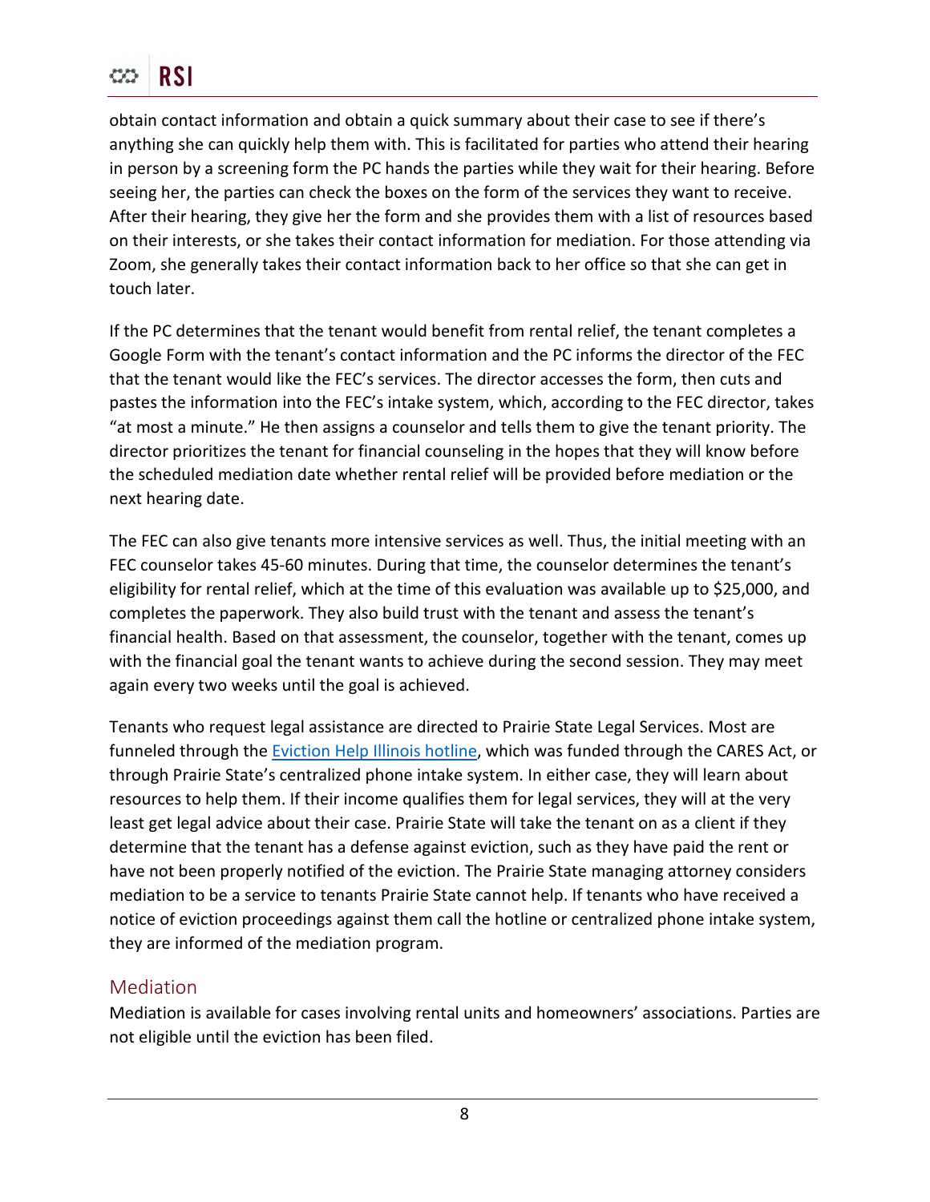obtain contact information and obtain a quick summary about their case to see if there's anything she can quickly help them with. This is facilitated for parties who attend their hearing in person by a screening form the PC hands the parties while they wait for their hearing. Before seeing her, the parties can check the boxes on the form of the services they want to receive. After their hearing, they give her the form and she provides them with a list of resources based on their interests, or she takes their contact information for mediation. For those attending via Zoom, she generally takes their contact information back to her office so that she can get in touch later.

If the PC determines that the tenant would benefit from rental relief, the tenant completes a Google Form with the tenant's contact information and the PC informs the director of the FEC that the tenant would like the FEC's services. The director accesses the form, then cuts and pastes the information into the FEC's intake system, which, according to the FEC director, takes "at most a minute." He then assigns a counselor and tells them to give the tenant priority. The director prioritizes the tenant for financial counseling in the hopes that they will know before the scheduled mediation date whether rental relief will be provided before mediation or the next hearing date.

The FEC can also give tenants more intensive services as well. Thus, the initial meeting with an FEC counselor takes 45-60 minutes. During that time, the counselor determines the tenant's eligibility for rental relief, which at the time of this evaluation was available up to $25,000, and completes the paperwork. They also build trust with the tenant and assess the tenant's financial health. Based on that assessment, the counselor, together with the tenant, comes up with the financial goal the tenant wants to achieve during the second session. They may meet again every two weeks until the goal is achieved.

Tenants who request legal assistance are directed to Prairie State Legal Services. Most are funneled through the Eviction Help Illinois hotline, which was funded through the CARES Act, or through Prairie State's centralized phone intake system. In either case, they will learn about resources to help them. If their income qualifies them for legal services, they will at the very least get legal advice about their case. Prairie State will take the tenant on as a client if they determine that the tenant has a defense against eviction, such as they have paid the rent or have not been properly notified of the eviction. The Prairie State managing attorney considers mediation to be a service to tenants Prairie State cannot help. If tenants who have received a notice of eviction proceedings against them call the hotline or centralized phone intake system, they are informed of the mediation program.

## Mediation

Mediation is available for cases involving rental units and homeowners' associations. Parties are not eligible until the eviction has been filed.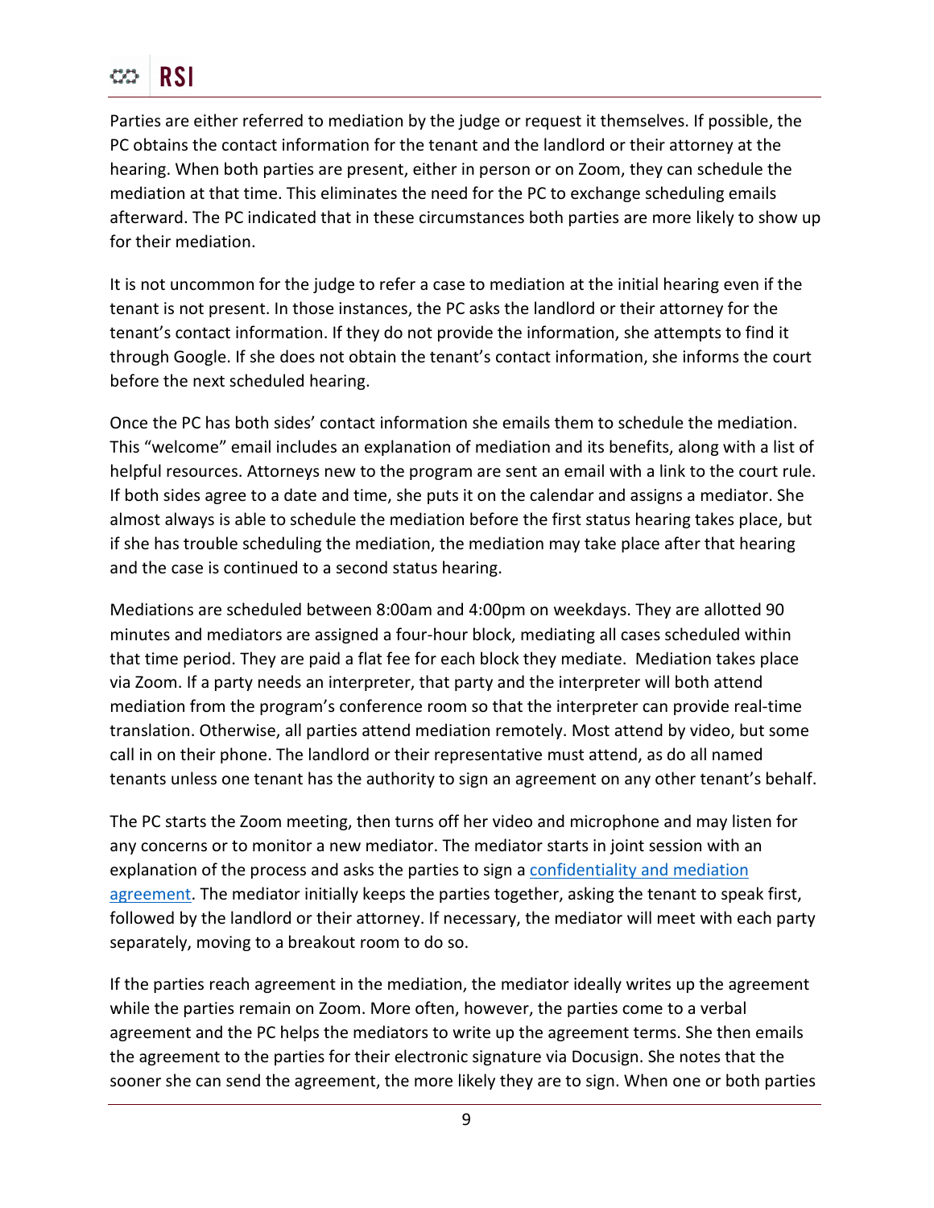Parties are either referred to mediation by the judge or request it themselves. If possible, the PC obtains the contact information for the tenant and the landlord or their attorney at the hearing. When both parties are present, either in person or on Zoom, they can schedule the mediation at that time. This eliminates the need for the PC to exchange scheduling emails afterward. The PC indicated that in these circumstances both parties are more likely to show up for their mediation.

It is not uncommon for the judge to refer a case to mediation at the initial hearing even if the tenant is not present. In those instances, the PC asks the landlord or their attorney for the tenant's contact information. If they do not provide the information, she attempts to find it through Google. If she does not obtain the tenant's contact information, she informs the court before the next scheduled hearing.

Once the PC has both sides' contact information she emails them to schedule the mediation. This "welcome" email includes an explanation of mediation and its benefits, along with a list of helpful resources. Attorneys new to the program are sent an email with a link to the court rule. If both sides agree to a date and time, she puts it on the calendar and assigns a mediator. She almost always is able to schedule the mediation before the first status hearing takes place, but if she has trouble scheduling the mediation, the mediation may take place after that hearing and the case is continued to a second status hearing.

Mediations are scheduled between 8:00am and 4:00pm on weekdays. They are allotted 90 minutes and mediators are assigned a four-hour block, mediating all cases scheduled within that time period. They are paid a flat fee for each block they mediate. Mediation takes place via Zoom. If a party needs an interpreter, that party and the interpreter will both attend mediation from the program's conference room so that the interpreter can provide real-time translation. Otherwise, all parties attend mediation remotely. Most attend by video, but some call in on their phone. The landlord or their representative must attend, as do all named tenants unless one tenant has the authority to sign an agreement on any other tenant's behalf.

The PC starts the Zoom meeting, then turns off her video and microphone and may listen for any concerns or to monitor a new mediator. The mediator starts in joint session with an explanation of the process and asks the parties to sign a confidentiality and mediation agreement. The mediator initially keeps the parties together, asking the tenant to speak first, followed by the landlord or their attorney. If necessary, the mediator will meet with each party separately, moving to a breakout room to do so.

If the parties reach agreement in the mediation, the mediator ideally writes up the agreement while the parties remain on Zoom. More often, however, the parties come to a verbal agreement and the PC helps the mediators to write up the agreement terms. She then emails the agreement to the parties for their electronic signature via Docusign. She notes that the sooner she can send the agreement, the more likely they are to sign. When one or both parties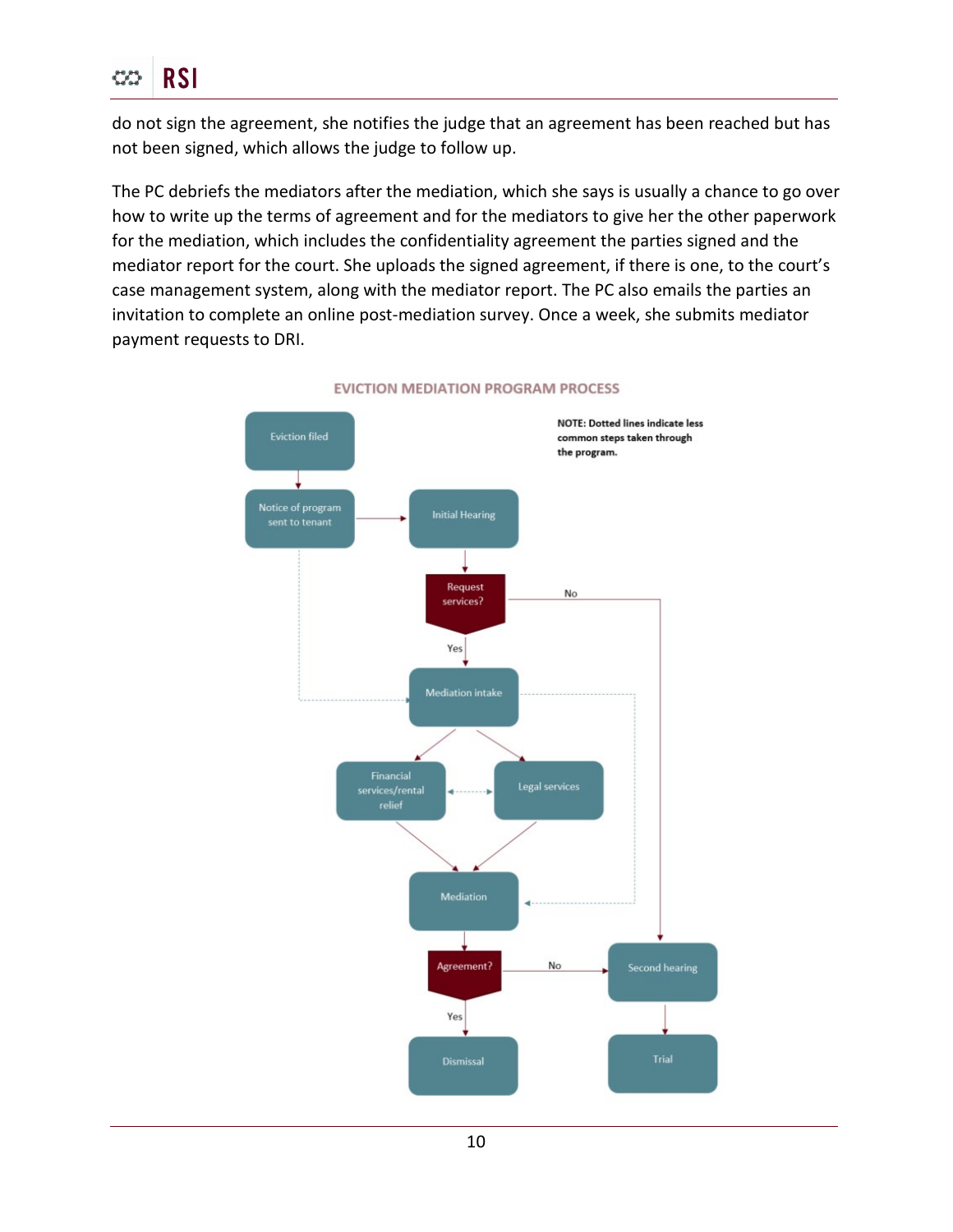do not sign the agreement, she notifies the judge that an agreement has been reached but has not been signed, which allows the judge to follow up.

The PC debriefs the mediators after the mediation, which she says is usually a chance to go over how to write up the terms of agreement and for the mediators to give her the other paperwork for the mediation, which includes the confidentiality agreement the parties signed and the mediator report for the court. She uploads the signed agreement, if there is one, to the court's case management system, along with the mediator report. The PC also emails the parties an invitation to complete an online post-mediation survey. Once a week, she submits mediator payment requests to DRI.

**EVICTION MEDIATION PROGRAM PROCESS**

NOTE: Dotted lines indicate less common steps taken through the program.

- Eviction filed → Notice of program sent to tenant
- Notice of program sent to tenant → Initial Hearing
- Notice of program sent to tenant ⇢ Mediation intake (dotted)
- Initial Hearing → Request services?
  - No → Second hearing
  - Yes → Mediation intake
- Mediation intake → Financial services/rental relief
- Mediation intake → Legal services
- Financial services/rental relief ⇠⇢ Legal services (dotted)
- Mediation intake ⇢ Mediation (dotted)
- Financial services/rental relief → Mediation
- Legal services → Mediation
- Mediation → Agreement?
  - Yes → Dismissal
  - No → Second hearing
- Second hearing → Trial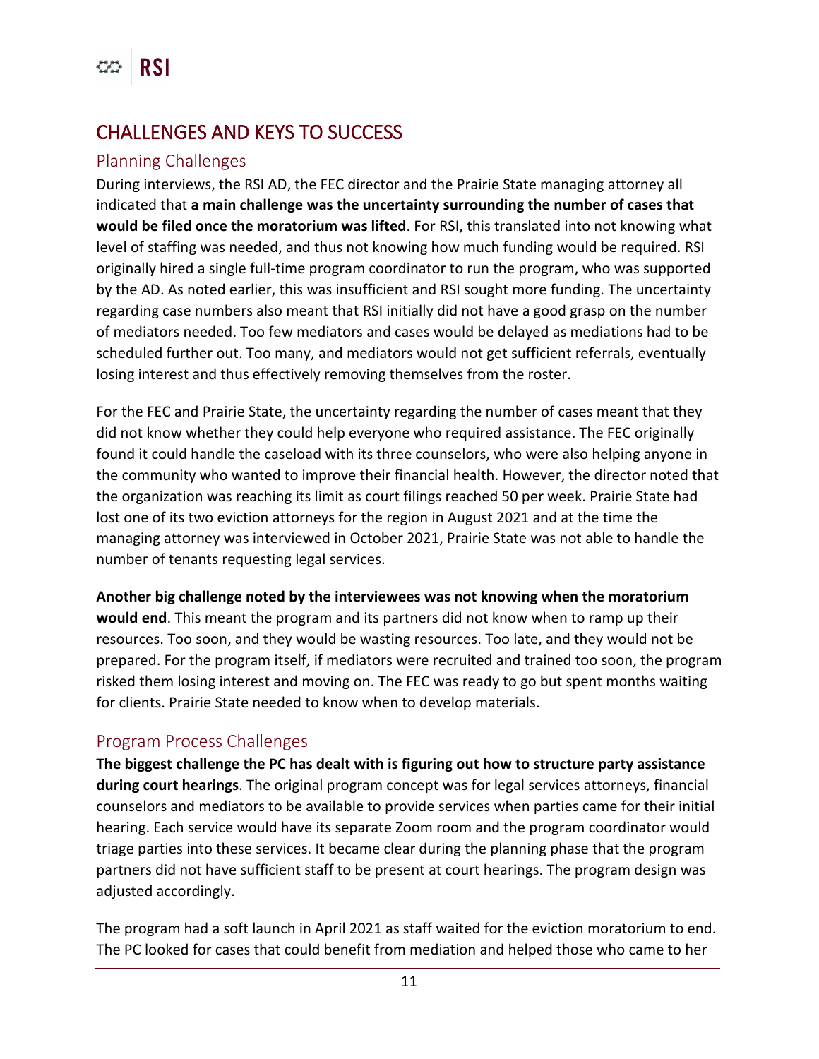## CHALLENGES AND KEYS TO SUCCESS

### Planning Challenges

During interviews, the RSI AD, the FEC director and the Prairie State managing attorney all indicated that **a main challenge was the uncertainty surrounding the number of cases that would be filed once the moratorium was lifted**. For RSI, this translated into not knowing what level of staffing was needed, and thus not knowing how much funding would be required. RSI originally hired a single full-time program coordinator to run the program, who was supported by the AD. As noted earlier, this was insufficient and RSI sought more funding. The uncertainty regarding case numbers also meant that RSI initially did not have a good grasp on the number of mediators needed. Too few mediators and cases would be delayed as mediations had to be scheduled further out. Too many, and mediators would not get sufficient referrals, eventually losing interest and thus effectively removing themselves from the roster.

For the FEC and Prairie State, the uncertainty regarding the number of cases meant that they did not know whether they could help everyone who required assistance. The FEC originally found it could handle the caseload with its three counselors, who were also helping anyone in the community who wanted to improve their financial health. However, the director noted that the organization was reaching its limit as court filings reached 50 per week. Prairie State had lost one of its two eviction attorneys for the region in August 2021 and at the time the managing attorney was interviewed in October 2021, Prairie State was not able to handle the number of tenants requesting legal services.

**Another big challenge noted by the interviewees was not knowing when the moratorium would end**. This meant the program and its partners did not know when to ramp up their resources. Too soon, and they would be wasting resources. Too late, and they would not be prepared. For the program itself, if mediators were recruited and trained too soon, the program risked them losing interest and moving on. The FEC was ready to go but spent months waiting for clients. Prairie State needed to know when to develop materials.

### Program Process Challenges

**The biggest challenge the PC has dealt with is figuring out how to structure party assistance during court hearings**. The original program concept was for legal services attorneys, financial counselors and mediators to be available to provide services when parties came for their initial hearing. Each service would have its separate Zoom room and the program coordinator would triage parties into these services. It became clear during the planning phase that the program partners did not have sufficient staff to be present at court hearings. The program design was adjusted accordingly.

The program had a soft launch in April 2021 as staff waited for the eviction moratorium to end. The PC looked for cases that could benefit from mediation and helped those who came to her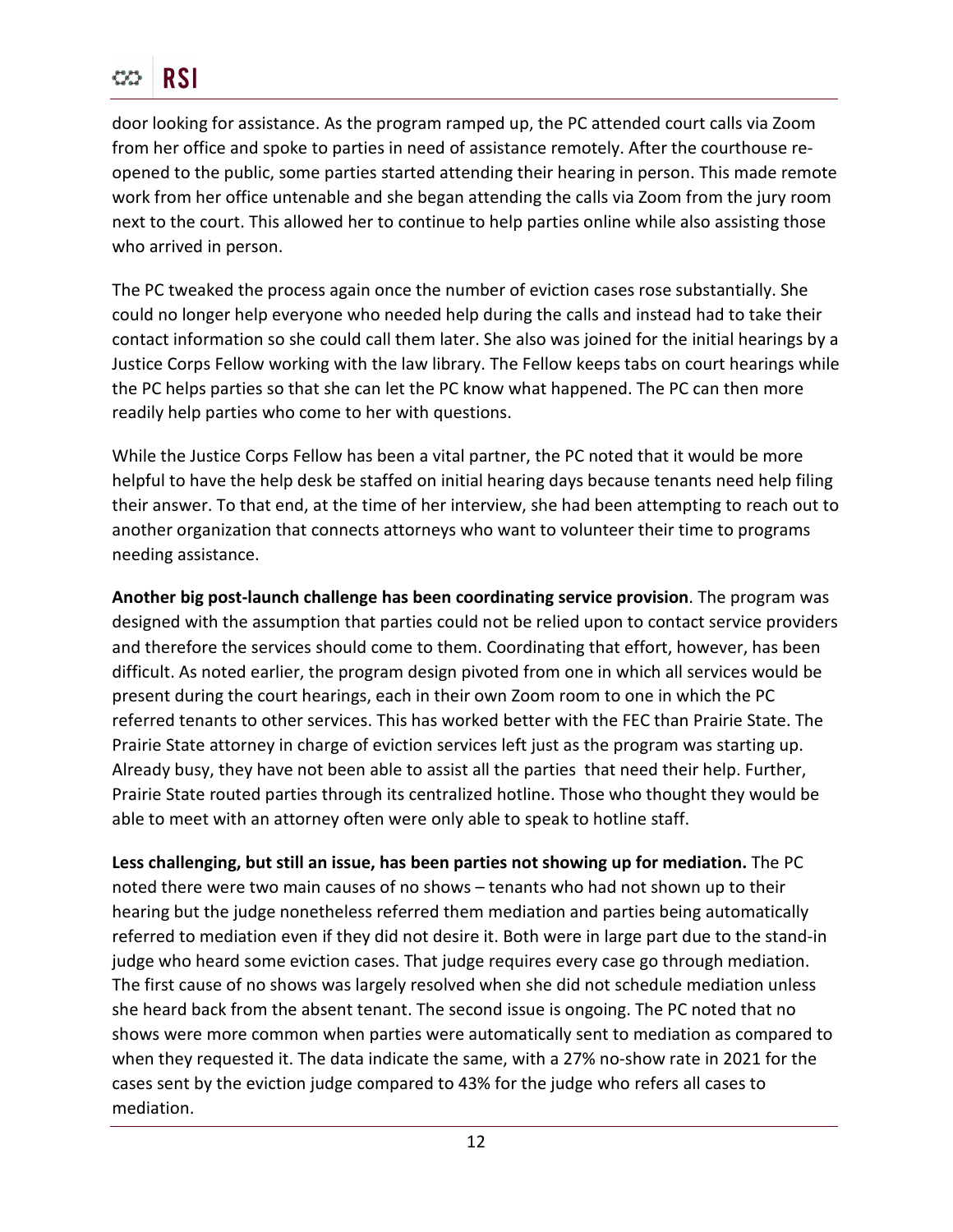door looking for assistance. As the program ramped up, the PC attended court calls via Zoom from her office and spoke to parties in need of assistance remotely. After the courthouse re-opened to the public, some parties started attending their hearing in person. This made remote work from her office untenable and she began attending the calls via Zoom from the jury room next to the court. This allowed her to continue to help parties online while also assisting those who arrived in person.

The PC tweaked the process again once the number of eviction cases rose substantially. She could no longer help everyone who needed help during the calls and instead had to take their contact information so she could call them later. She also was joined for the initial hearings by a Justice Corps Fellow working with the law library. The Fellow keeps tabs on court hearings while the PC helps parties so that she can let the PC know what happened. The PC can then more readily help parties who come to her with questions.

While the Justice Corps Fellow has been a vital partner, the PC noted that it would be more helpful to have the help desk be staffed on initial hearing days because tenants need help filing their answer. To that end, at the time of her interview, she had been attempting to reach out to another organization that connects attorneys who want to volunteer their time to programs needing assistance.

**Another big post-launch challenge has been coordinating service provision**. The program was designed with the assumption that parties could not be relied upon to contact service providers and therefore the services should come to them. Coordinating that effort, however, has been difficult. As noted earlier, the program design pivoted from one in which all services would be present during the court hearings, each in their own Zoom room to one in which the PC referred tenants to other services. This has worked better with the FEC than Prairie State. The Prairie State attorney in charge of eviction services left just as the program was starting up. Already busy, they have not been able to assist all the parties that need their help. Further, Prairie State routed parties through its centralized hotline. Those who thought they would be able to meet with an attorney often were only able to speak to hotline staff.

**Less challenging, but still an issue, has been parties not showing up for mediation.** The PC noted there were two main causes of no shows – tenants who had not shown up to their hearing but the judge nonetheless referred them mediation and parties being automatically referred to mediation even if they did not desire it. Both were in large part due to the stand-in judge who heard some eviction cases. That judge requires every case go through mediation. The first cause of no shows was largely resolved when she did not schedule mediation unless she heard back from the absent tenant. The second issue is ongoing. The PC noted that no shows were more common when parties were automatically sent to mediation as compared to when they requested it. The data indicate the same, with a 27% no-show rate in 2021 for the cases sent by the eviction judge compared to 43% for the judge who refers all cases to mediation.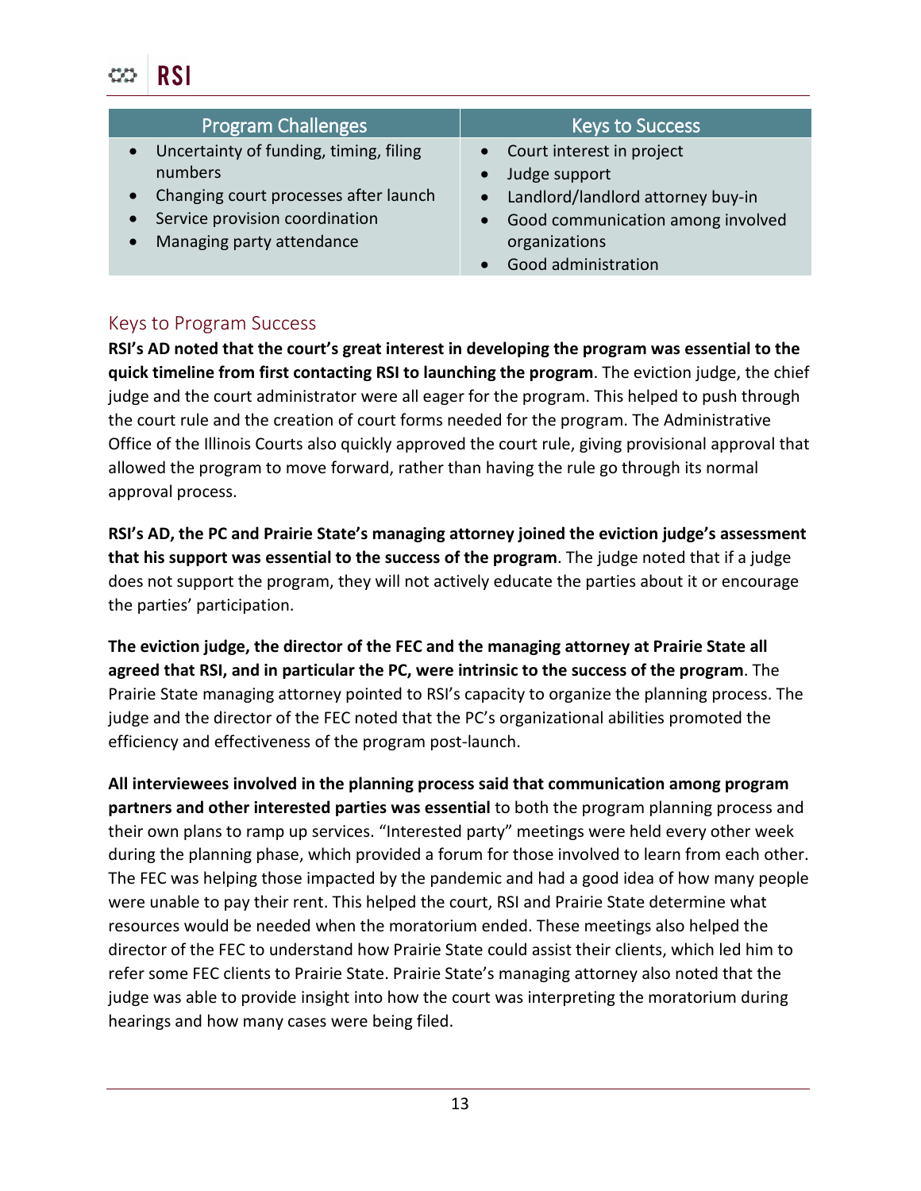| Program Challenges | Keys to Success |
| --- | --- |
| • Uncertainty of funding, timing, filing numbers<br>• Changing court processes after launch<br>• Service provision coordination<br>• Managing party attendance | • Court interest in project<br>• Judge support<br>• Landlord/landlord attorney buy-in<br>• Good communication among involved organizations<br>• Good administration |

## Keys to Program Success

**RSI's AD noted that the court's great interest in developing the program was essential to the quick timeline from first contacting RSI to launching the program**. The eviction judge, the chief judge and the court administrator were all eager for the program. This helped to push through the court rule and the creation of court forms needed for the program. The Administrative Office of the Illinois Courts also quickly approved the court rule, giving provisional approval that allowed the program to move forward, rather than having the rule go through its normal approval process.

**RSI's AD, the PC and Prairie State's managing attorney joined the eviction judge's assessment that his support was essential to the success of the program**. The judge noted that if a judge does not support the program, they will not actively educate the parties about it or encourage the parties' participation.

**The eviction judge, the director of the FEC and the managing attorney at Prairie State all agreed that RSI, and in particular the PC, were intrinsic to the success of the program**. The Prairie State managing attorney pointed to RSI's capacity to organize the planning process. The judge and the director of the FEC noted that the PC's organizational abilities promoted the efficiency and effectiveness of the program post-launch.

**All interviewees involved in the planning process said that communication among program partners and other interested parties was essential** to both the program planning process and their own plans to ramp up services. "Interested party" meetings were held every other week during the planning phase, which provided a forum for those involved to learn from each other. The FEC was helping those impacted by the pandemic and had a good idea of how many people were unable to pay their rent. This helped the court, RSI and Prairie State determine what resources would be needed when the moratorium ended. These meetings also helped the director of the FEC to understand how Prairie State could assist their clients, which led him to refer some FEC clients to Prairie State. Prairie State's managing attorney also noted that the judge was able to provide insight into how the court was interpreting the moratorium during hearings and how many cases were being filed.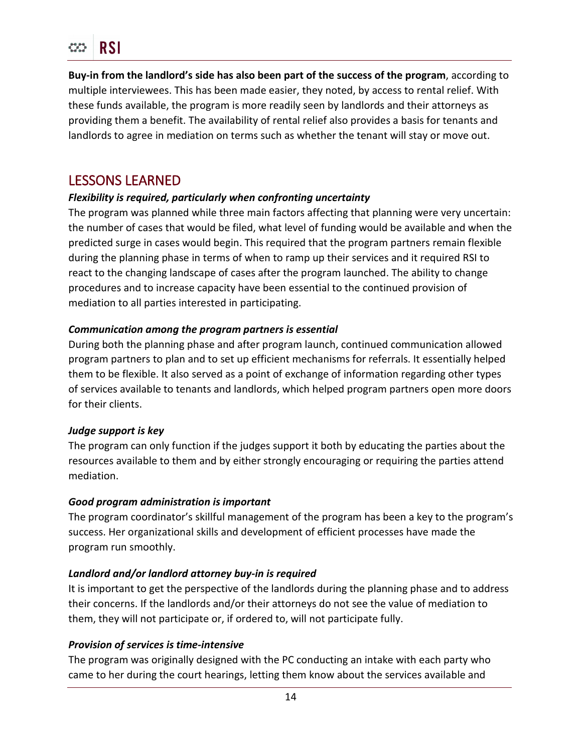**Buy-in from the landlord's side has also been part of the success of the program**, according to multiple interviewees. This has been made easier, they noted, by access to rental relief. With these funds available, the program is more readily seen by landlords and their attorneys as providing them a benefit. The availability of rental relief also provides a basis for tenants and landlords to agree in mediation on terms such as whether the tenant will stay or move out.

## LESSONS LEARNED

***Flexibility is required, particularly when confronting uncertainty***

The program was planned while three main factors affecting that planning were very uncertain: the number of cases that would be filed, what level of funding would be available and when the predicted surge in cases would begin. This required that the program partners remain flexible during the planning phase in terms of when to ramp up their services and it required RSI to react to the changing landscape of cases after the program launched. The ability to change procedures and to increase capacity have been essential to the continued provision of mediation to all parties interested in participating.

***Communication among the program partners is essential***

During both the planning phase and after program launch, continued communication allowed program partners to plan and to set up efficient mechanisms for referrals. It essentially helped them to be flexible. It also served as a point of exchange of information regarding other types of services available to tenants and landlords, which helped program partners open more doors for their clients.

***Judge support is key***

The program can only function if the judges support it both by educating the parties about the resources available to them and by either strongly encouraging or requiring the parties attend mediation.

***Good program administration is important***

The program coordinator's skillful management of the program has been a key to the program's success. Her organizational skills and development of efficient processes have made the program run smoothly.

***Landlord and/or landlord attorney buy-in is required***

It is important to get the perspective of the landlords during the planning phase and to address their concerns. If the landlords and/or their attorneys do not see the value of mediation to them, they will not participate or, if ordered to, will not participate fully.

***Provision of services is time-intensive***

The program was originally designed with the PC conducting an intake with each party who came to her during the court hearings, letting them know about the services available and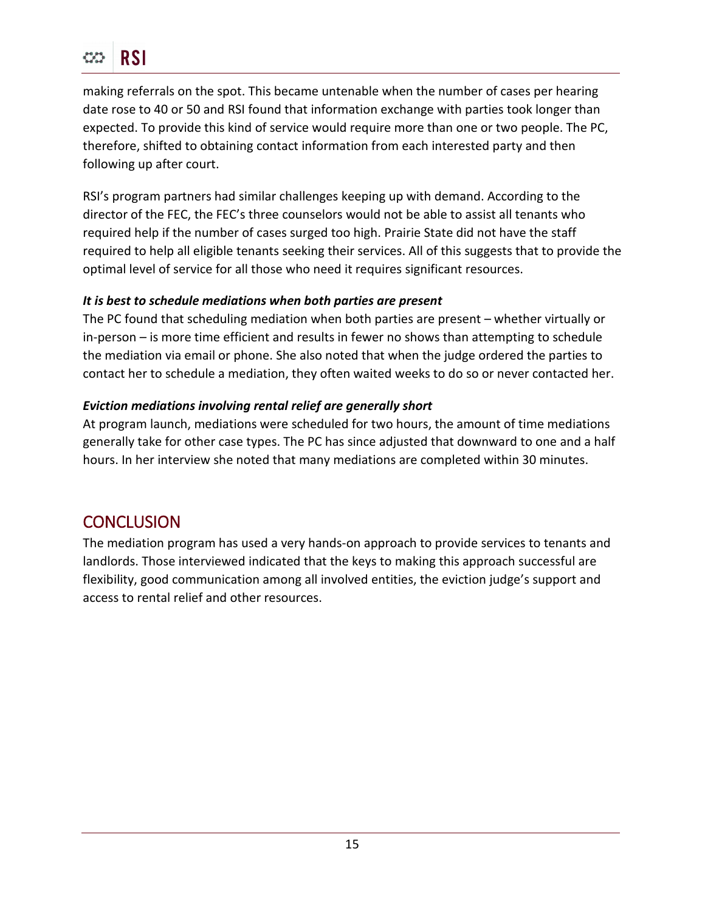making referrals on the spot. This became untenable when the number of cases per hearing date rose to 40 or 50 and RSI found that information exchange with parties took longer than expected. To provide this kind of service would require more than one or two people. The PC, therefore, shifted to obtaining contact information from each interested party and then following up after court.

RSI's program partners had similar challenges keeping up with demand. According to the director of the FEC, the FEC's three counselors would not be able to assist all tenants who required help if the number of cases surged too high. Prairie State did not have the staff required to help all eligible tenants seeking their services. All of this suggests that to provide the optimal level of service for all those who need it requires significant resources.

***It is best to schedule mediations when both parties are present***

The PC found that scheduling mediation when both parties are present – whether virtually or in-person – is more time efficient and results in fewer no shows than attempting to schedule the mediation via email or phone. She also noted that when the judge ordered the parties to contact her to schedule a mediation, they often waited weeks to do so or never contacted her.

***Eviction mediations involving rental relief are generally short***

At program launch, mediations were scheduled for two hours, the amount of time mediations generally take for other case types. The PC has since adjusted that downward to one and a half hours. In her interview she noted that many mediations are completed within 30 minutes.

## CONCLUSION

The mediation program has used a very hands-on approach to provide services to tenants and landlords. Those interviewed indicated that the keys to making this approach successful are flexibility, good communication among all involved entities, the eviction judge's support and access to rental relief and other resources.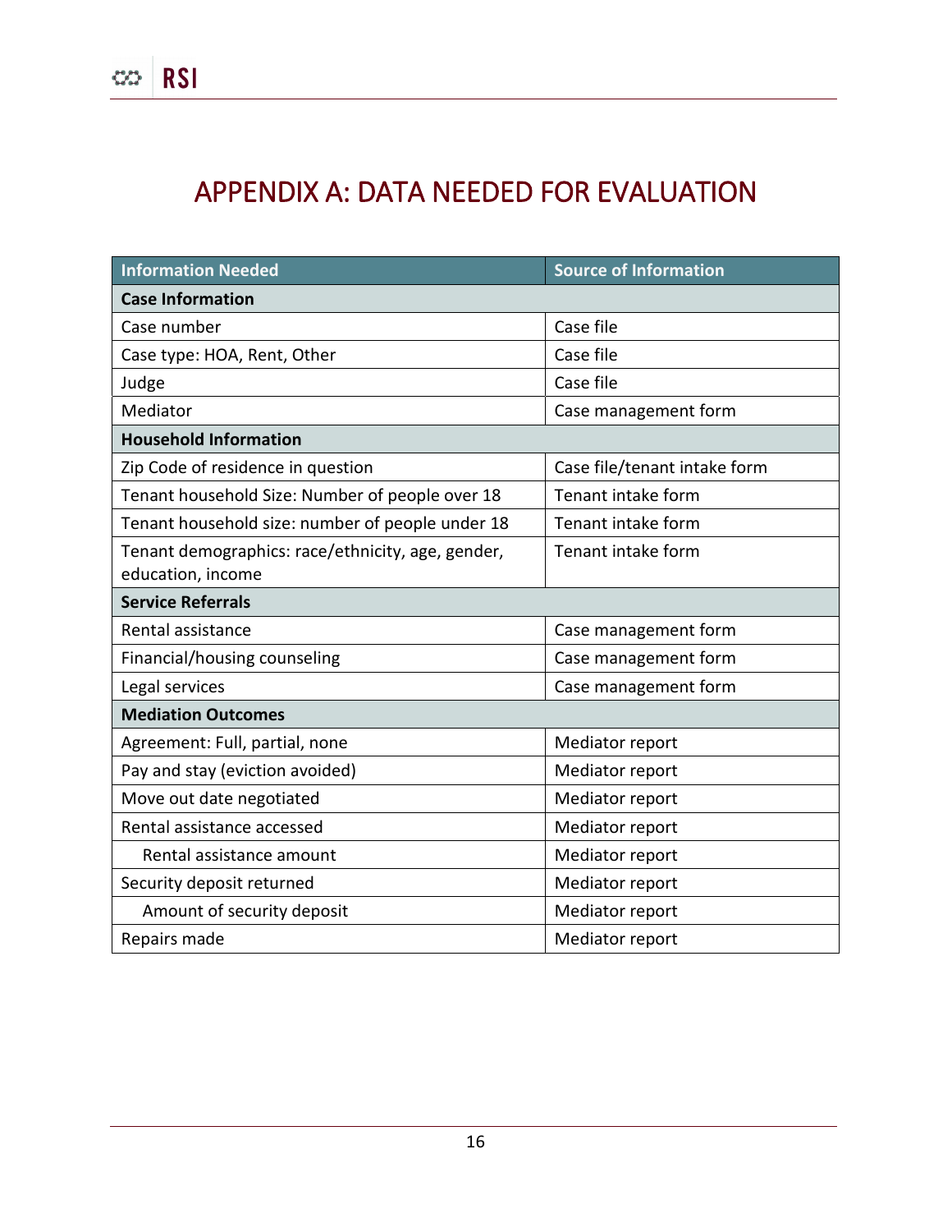# APPENDIX A: DATA NEEDED FOR EVALUATION

| Information Needed | Source of Information |
| --- | --- |
| **Case Information** | |
| Case number | Case file |
| Case type: HOA, Rent, Other | Case file |
| Judge | Case file |
| Mediator | Case management form |
| **Household Information** | |
| Zip Code of residence in question | Case file/tenant intake form |
| Tenant household Size: Number of people over 18 | Tenant intake form |
| Tenant household size: number of people under 18 | Tenant intake form |
| Tenant demographics: race/ethnicity, age, gender, education, income | Tenant intake form |
| **Service Referrals** | |
| Rental assistance | Case management form |
| Financial/housing counseling | Case management form |
| Legal services | Case management form |
| **Mediation Outcomes** | |
| Agreement: Full, partial, none | Mediator report |
| Pay and stay (eviction avoided) | Mediator report |
| Move out date negotiated | Mediator report |
| Rental assistance accessed | Mediator report |
| Rental assistance amount | Mediator report |
| Security deposit returned | Mediator report |
| Amount of security deposit | Mediator report |
| Repairs made | Mediator report |